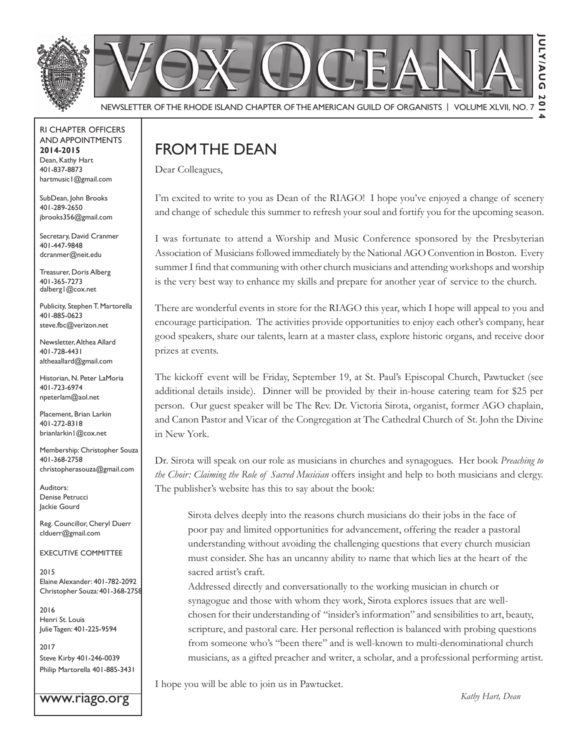# VOX OCEANA

NEWSLETTER OF THE RHODE ISLAND CHAPTER OF THE AMERICAN GUILD OF ORGANISTS | VOLUME XLVII, NO. 7

JULY/AUG 2014

RI CHAPTER OFFICERS AND APPOINTMENTS
**2014-2015**

Dean, Kathy Hart
401-837-8873
hartmusic1@gmail.com

SubDean, John Brooks
401-289-2650
jbrooks356@gmail.com

Secretary, David Cranmer
401-447-9848
dcranmer@neit.edu

Treasurer, Doris Alberg
401-365-7273
dalberg1@cox.net

Publicity, Stephen T. Martorella
401-885-0623
steve.fbc@verizon.net

Newsletter, Althea Allard
401-728-4431
altheaallard@gmail.com

Historian, N. Peter LaMoria
401-723-6974
npeterlam@aol.net

Placement, Brian Larkin
401-272-8318
brianlarkin1@cox.net

Membership: Christopher Souza
401-368-2758
christopherasouza@gmail.com

Auditors:
Denise Petrucci
Jackie Gourd

Reg. Councillor, Cheryl Duerr
clduerr@gmail.com

EXECUTIVE COMMITTEE

2015
Elaine Alexander: 401-782-2092
Christopher Souza: 401-368-2758

2016
Henri St. Louis
Julie Tagen: 401-225-9594

2017
Steve Kirby 401-246-0039
Philip Martorella 401-885-3431

www.riago.org

## FROM THE DEAN

Dear Colleagues,

I'm excited to write to you as Dean of the RIAGO! I hope you've enjoyed a change of scenery and change of schedule this summer to refresh your soul and fortify you for the upcoming season.

I was fortunate to attend a Worship and Music Conference sponsored by the Presbyterian Association of Musicians followed immediately by the National AGO Convention in Boston. Every summer I find that communing with other church musicians and attending workshops and worship is the very best way to enhance my skills and prepare for another year of service to the church.

There are wonderful events in store for the RIAGO this year, which I hope will appeal to you and encourage participation. The activities provide opportunities to enjoy each other's company, hear good speakers, share our talents, learn at a master class, explore historic organs, and receive door prizes at events.

The kickoff event will be Friday, September 19, at St. Paul's Episcopal Church, Pawtucket (see additional details inside). Dinner will be provided by their in-house catering team for $25 per person. Our guest speaker will be The Rev. Dr. Victoria Sirota, organist, former AGO chaplain, and Canon Pastor and Vicar of the Congregation at The Cathedral Church of St. John the Divine in New York.

Dr. Sirota will speak on our role as musicians in churches and synagogues. Her book *Preaching to the Choir: Claiming the Role of Sacred Musician* offers insight and help to both musicians and clergy. The publisher's website has this to say about the book:

> Sirota delves deeply into the reasons church musicians do their jobs in the face of poor pay and limited opportunities for advancement, offering the reader a pastoral understanding without avoiding the challenging questions that every church musician must consider. She has an uncanny ability to name that which lies at the heart of the sacred artist's craft.
>
> Addressed directly and conversationally to the working musician in church or synagogue and those with whom they work, Sirota explores issues that are well-chosen for their understanding of "insider's information" and sensibilities to art, beauty, scripture, and pastoral care. Her personal reflection is balanced with probing questions from someone who's "been there" and is well-known to multi-denominational church musicians, as a gifted preacher and writer, a scholar, and a professional performing artist.

I hope you will be able to join us in Pawtucket.

*Kathy Hart, Dean*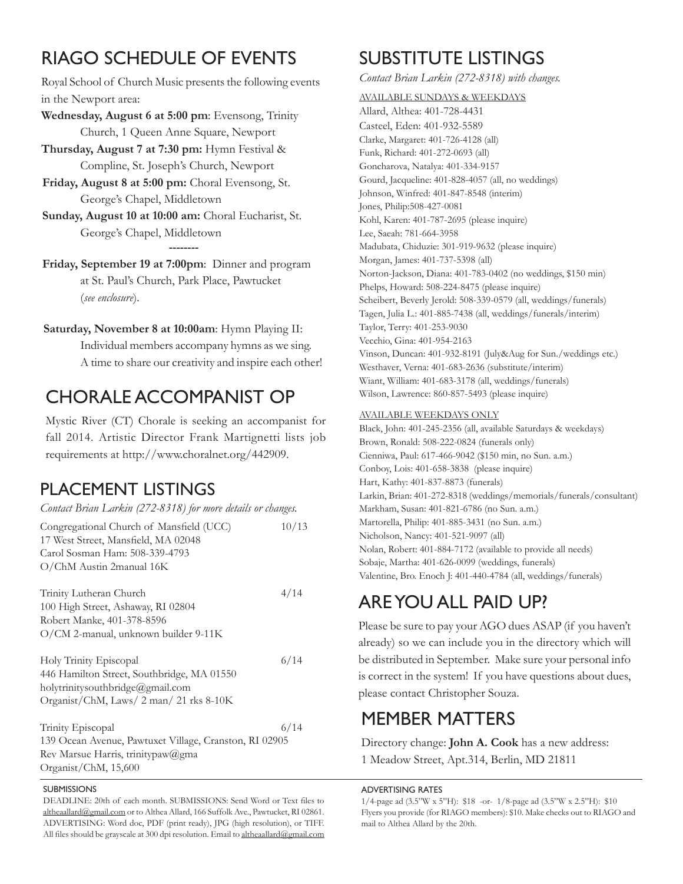## RIAGO SCHEDULE OF EVENTS

Royal School of Church Music presents the following events in the Newport area:

**Wednesday, August 6 at 5:00 pm**: Evensong, Trinity Church, 1 Queen Anne Square, Newport

**Thursday, August 7 at 7:30 pm:** Hymn Festival & Compline, St. Joseph's Church, Newport

**Friday, August 8 at 5:00 pm:** Choral Evensong, St. George's Chapel, Middletown

**Sunday, August 10 at 10:00 am:** Choral Eucharist, St. George's Chapel, Middletown

--------

**Friday, September 19 at 7:00pm**: Dinner and program at St. Paul's Church, Park Place, Pawtucket (*see enclosure*).

**Saturday, November 8 at 10:00am**: Hymn Playing II: Individual members accompany hymns as we sing. A time to share our creativity and inspire each other!

## CHORALE ACCOMPANIST OP

Mystic River (CT) Chorale is seeking an accompanist for fall 2014. Artistic Director Frank Martignetti lists job requirements at http://www.choralnet.org/442909.

## PLACEMENT LISTINGS

*Contact Brian Larkin (272-8318) for more details or changes.*

Congregational Church of Mansfield (UCC) — 10/13
17 West Street, Mansfield, MA 02048
Carol Sosman Ham: 508-339-4793
O/ChM Austin 2manual 16K

Trinity Lutheran Church — 4/14
100 High Street, Ashaway, RI 02804
Robert Manke, 401-378-8596
O/CM 2-manual, unknown builder 9-11K

Holy Trinity Episcopal — 6/14
446 Hamilton Street, Southbridge, MA 01550
holytrinitysouthbridge@gmail.com
Organist/ChM, Laws/ 2 man/ 21 rks 8-10K

Trinity Episcopal — 6/14
139 Ocean Avenue, Pawtuxet Village, Cranston, RI 02905
Rev Marsue Harris, trinitypaw@gma
Organist/ChM, 15,600

## SUBSTITUTE LISTINGS

*Contact Brian Larkin (272-8318) with changes.*

AVAILABLE SUNDAYS & WEEKDAYS

Allard, Althea: 401-728-4431
Casteel, Eden: 401-932-5589
Clarke, Margaret: 401-726-4128 (all)
Funk, Richard: 401-272-0693 (all)
Goncharova, Natalya: 401-334-9157
Gourd, Jacqueline: 401-828-4057 (all, no weddings)
Johnson, Winfred: 401-847-8548 (interim)
Jones, Philip:508-427-0081
Kohl, Karen: 401-787-2695 (please inquire)
Lee, Saeah: 781-664-3958
Madubata, Chiduzie: 301-919-9632 (please inquire)
Morgan, James: 401-737-5398 (all)
Norton-Jackson, Diana: 401-783-0402 (no weddings, $150 min)
Phelps, Howard: 508-224-8475 (please inquire)
Scheibert, Beverly Jerold: 508-339-0579 (all, weddings/funerals)
Tagen, Julia L.: 401-885-7438 (all, weddings/funerals/interim)
Taylor, Terry: 401-253-9030
Vecchio, Gina: 401-954-2163
Vinson, Duncan: 401-932-8191 (July&Aug for Sun./weddings etc.)
Westhaver, Verna: 401-683-2636 (substitute/interim)
Wiant, William: 401-683-3178 (all, weddings/funerals)
Wilson, Lawrence: 860-857-5493 (please inquire)

AVAILABLE WEEKDAYS ONLY

Black, John: 401-245-2356 (all, available Saturdays & weekdays)
Brown, Ronald: 508-222-0824 (funerals only)
Cienniwa, Paul: 617-466-9042 ($150 min, no Sun. a.m.)
Conboy, Lois: 401-658-3838 (please inquire)
Hart, Kathy: 401-837-8873 (funerals)
Larkin, Brian: 401-272-8318 (weddings/memorials/funerals/consultant)
Markham, Susan: 401-821-6786 (no Sun. a.m.)
Martorella, Philip: 401-885-3431 (no Sun. a.m.)
Nicholson, Nancy: 401-521-9097 (all)
Nolan, Robert: 401-884-7172 (available to provide all needs)
Sobaje, Martha: 401-626-0099 (weddings, funerals)
Valentine, Bro. Enoch J: 401-440-4784 (all, weddings/funerals)

## ARE YOU ALL PAID UP?

Please be sure to pay your AGO dues ASAP (if you haven't already) so we can include you in the directory which will be distributed in September. Make sure your personal info is correct in the system! If you have questions about dues, please contact Christopher Souza.

## MEMBER MATTERS

Directory change: **John A. Cook** has a new address: 1 Meadow Street, Apt.314, Berlin, MD 21811

### SUBMISSIONS

DEADLINE: 20th of each month. SUBMISSIONS: Send Word or Text files to altheaallard@gmail.com or to Althea Allard, 166 Suffolk Ave., Pawtucket, RI 02861. ADVERTISING: Word doc, PDF (print ready), JPG (high resolution), or TIFF. All files should be grayscale at 300 dpi resolution. Email to altheaallard@gmail.com

### ADVERTISING RATES

1/4-page ad (3.5"W x 5"H): $18 -or- 1/8-page ad (3.5"W x 2.5"H): $10
Flyers you provide (for RIAGO members): $10. Make checks out to RIAGO and mail to Althea Allard by the 20th.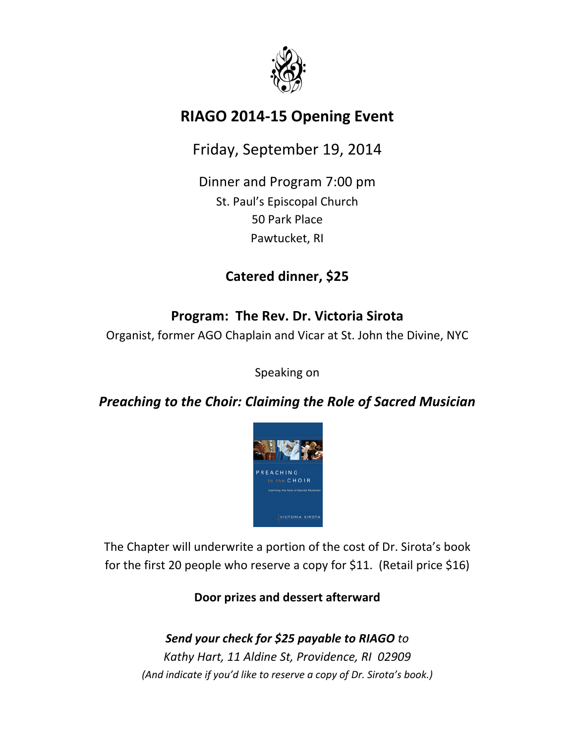# RIAGO 2014-15 Opening Event

Friday, September 19, 2014

Dinner and Program 7:00 pm

St. Paul's Episcopal Church

50 Park Place

Pawtucket, RI

**Catered dinner, $25**

## Program: The Rev. Dr. Victoria Sirota

Organist, former AGO Chaplain and Vicar at St. John the Divine, NYC

Speaking on

***Preaching to the Choir: Claiming the Role of Sacred Musician***

The Chapter will underwrite a portion of the cost of Dr. Sirota's book for the first 20 people who reserve a copy for $11. (Retail price $16)

**Door prizes and dessert afterward**

***Send your check for $25 payable to RIAGO*** *to*

*Kathy Hart, 11 Aldine St, Providence, RI 02909*

*(And indicate if you'd like to reserve a copy of Dr. Sirota's book.)*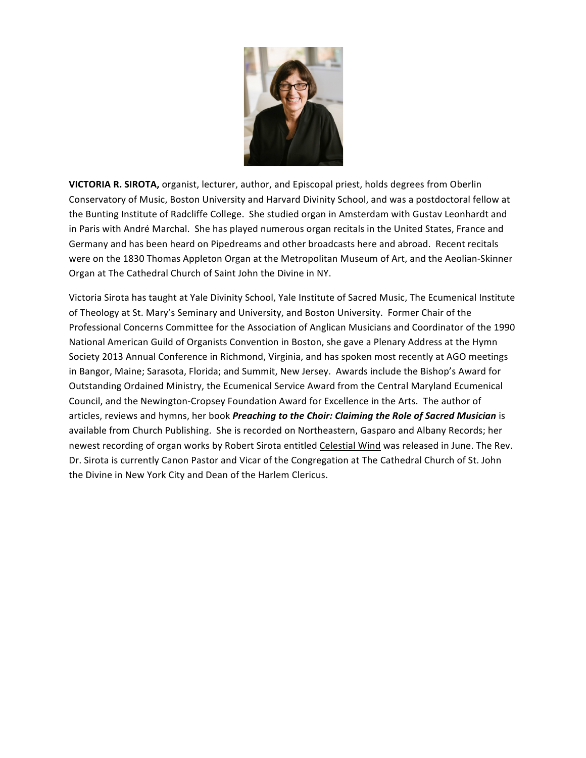**VICTORIA R. SIROTA,** organist, lecturer, author, and Episcopal priest, holds degrees from Oberlin Conservatory of Music, Boston University and Harvard Divinity School, and was a postdoctoral fellow at the Bunting Institute of Radcliffe College. She studied organ in Amsterdam with Gustav Leonhardt and in Paris with André Marchal. She has played numerous organ recitals in the United States, France and Germany and has been heard on Pipedreams and other broadcasts here and abroad. Recent recitals were on the 1830 Thomas Appleton Organ at the Metropolitan Museum of Art, and the Aeolian-Skinner Organ at The Cathedral Church of Saint John the Divine in NY.

Victoria Sirota has taught at Yale Divinity School, Yale Institute of Sacred Music, The Ecumenical Institute of Theology at St. Mary's Seminary and University, and Boston University. Former Chair of the Professional Concerns Committee for the Association of Anglican Musicians and Coordinator of the 1990 National American Guild of Organists Convention in Boston, she gave a Plenary Address at the Hymn Society 2013 Annual Conference in Richmond, Virginia, and has spoken most recently at AGO meetings in Bangor, Maine; Sarasota, Florida; and Summit, New Jersey. Awards include the Bishop's Award for Outstanding Ordained Ministry, the Ecumenical Service Award from the Central Maryland Ecumenical Council, and the Newington-Cropsey Foundation Award for Excellence in the Arts. The author of articles, reviews and hymns, her book ***Preaching to the Choir: Claiming the Role of Sacred Musician*** is available from Church Publishing. She is recorded on Northeastern, Gasparo and Albany Records; her newest recording of organ works by Robert Sirota entitled Celestial Wind was released in June. The Rev. Dr. Sirota is currently Canon Pastor and Vicar of the Congregation at The Cathedral Church of St. John the Divine in New York City and Dean of the Harlem Clericus.